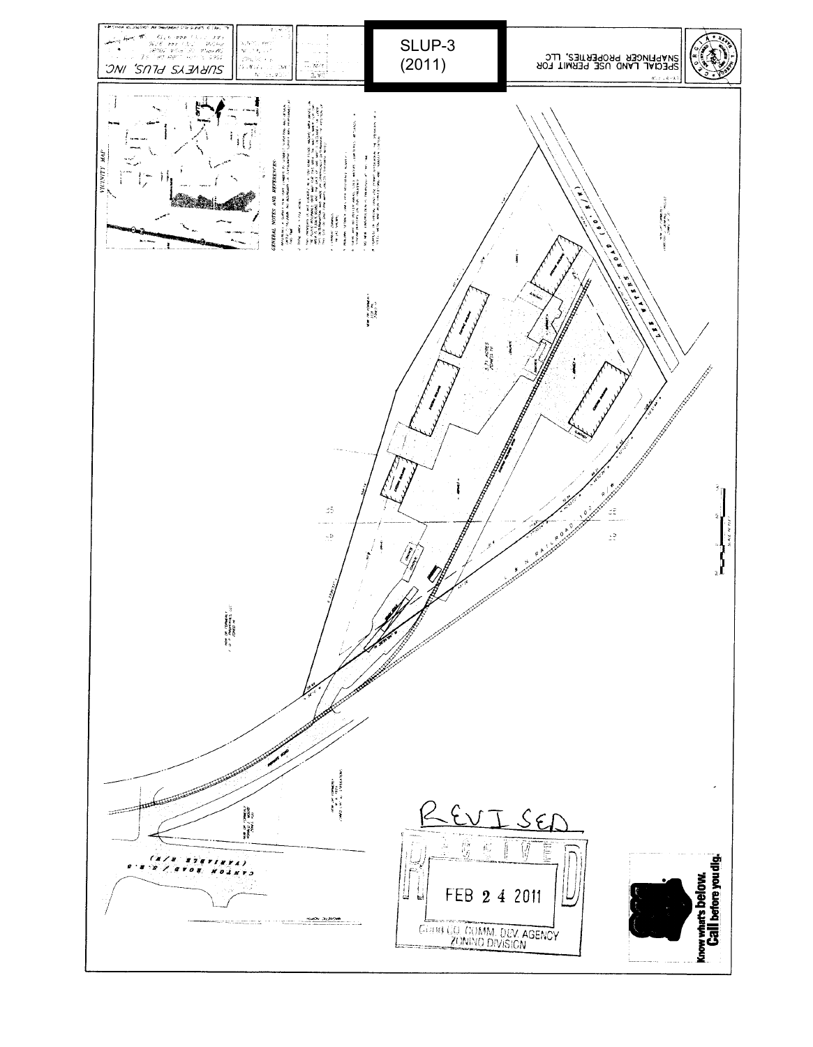SLUP-3
(2011)

SPECIAL LAND USE PERMIT FOR
SNAPFINGER PROPERTIES, LLC

SURVEYS PLUS, INC.

VICINITY MAP

GENERAL NOTES AND REFERENCES

LEE WATERS ROAD (60' R/W)

L & N RAILROAD 100' R/W

CANTON ROAD / S.R. 5 (VARIABLE R/W)

REVISED

RECEIVED
FEB 24 2011
COBB CO. COMM. DEV. AGENCY
ZONING DIVISION

Know what's below.
Call before you dig.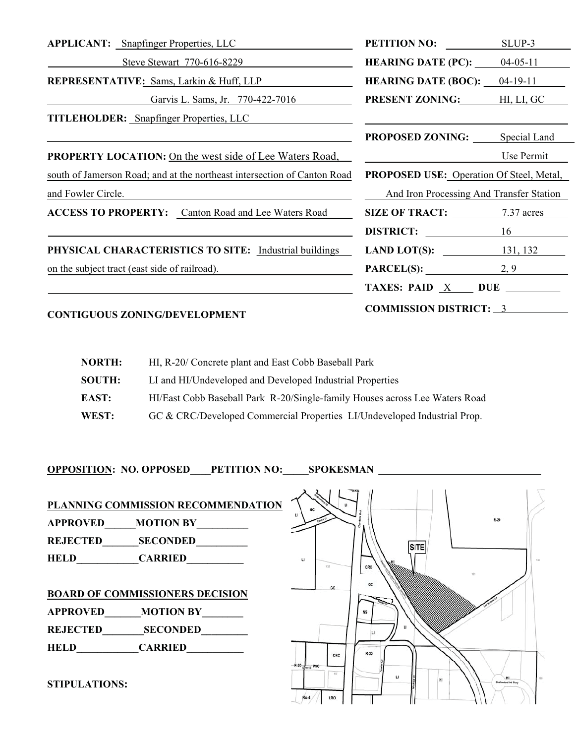**APPLICANT:** Snapfinger Properties, LLC

Steve Stewart 770-616-8229

**REPRESENTATIVE:** Sams, Larkin & Huff, LLP

Garvis L. Sams, Jr. 770-422-7016

**TITLEHOLDER:** Snapfinger Properties, LLC

**PROPERTY LOCATION:** On the west side of Lee Waters Road, south of Jamerson Road; and at the northeast intersection of Canton Road and Fowler Circle.

**ACCESS TO PROPERTY:** Canton Road and Lee Waters Road

**PHYSICAL CHARACTERISTICS TO SITE:** Industrial buildings on the subject tract (east side of railroad).

**PETITION NO:** SLUP-3

**HEARING DATE (PC):** 04-05-11

**HEARING DATE (BOC):** 04-19-11

**PRESENT ZONING:** HI, LI, GC

**PROPOSED ZONING:** Special Land Use Permit

**PROPOSED USE:** Operation Of Steel, Metal, And Iron Processing And Transfer Station

**SIZE OF TRACT:** 7.37 acres

**DISTRICT:** 16

**LAND LOT(S):** 131, 132

**PARCEL(S):** 2, 9

**TAXES: PAID** X **DUE** ______

**COMMISSION DISTRICT:** 3

**CONTIGUOUS ZONING/DEVELOPMENT**

| | |
|---|---|
| **NORTH:** | HI, R-20/ Concrete plant and East Cobb Baseball Park |
| **SOUTH:** | LI and HI/Undeveloped and Developed Industrial Properties |
| **EAST:** | HI/East Cobb Baseball Park R-20/Single-family Houses across Lee Waters Road |
| **WEST:** | GC & CRC/Developed Commercial Properties LI/Undeveloped Industrial Prop. |

**OPPOSITION: NO. OPPOSED____PETITION NO:_____SPOKESMAN ________________**

**PLANNING COMMISSION RECOMMENDATION**

**APPROVED______MOTION BY__________**

**REJECTED_______SECONDED__________**

**HELD____________CARRIED___________**

**BOARD OF COMMISSIONERS DECISION**

**APPROVED_______MOTION BY________**

**REJECTED________SECONDED_________**

**HELD____________CARRIED___________**

**STIPULATIONS:**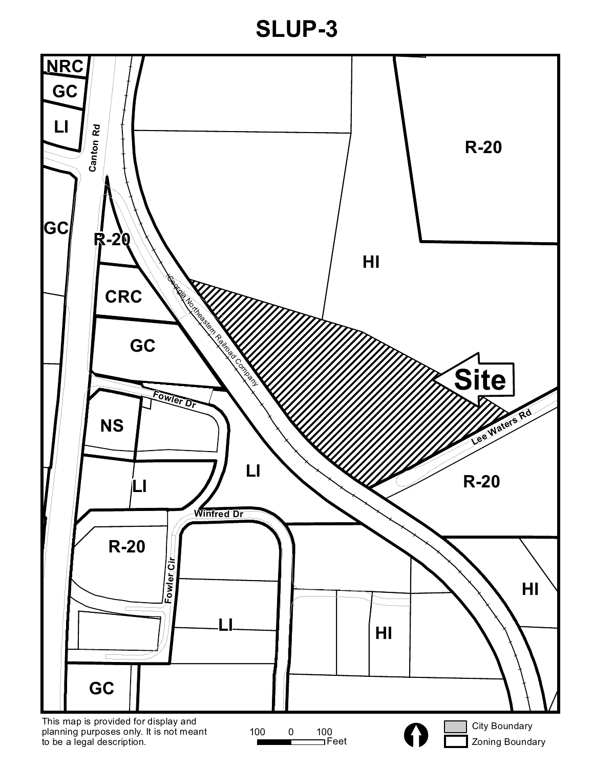# SLUP-3

NRC

GC

LI

Canton Rd

GC

R-20

CRC

GC

Fowler Dr

NS

LI

R-20

Fowler Cir

Winfred Dr

GC

LI

Georgia Northeastern Railroad Company

R-20

HI

Site

Lee Waters Rd

R-20

LI

HI

HI

This map is provided for display and planning purposes only. It is not meant to be a legal description.

100 0 100 Feet

City Boundary

Zoning Boundary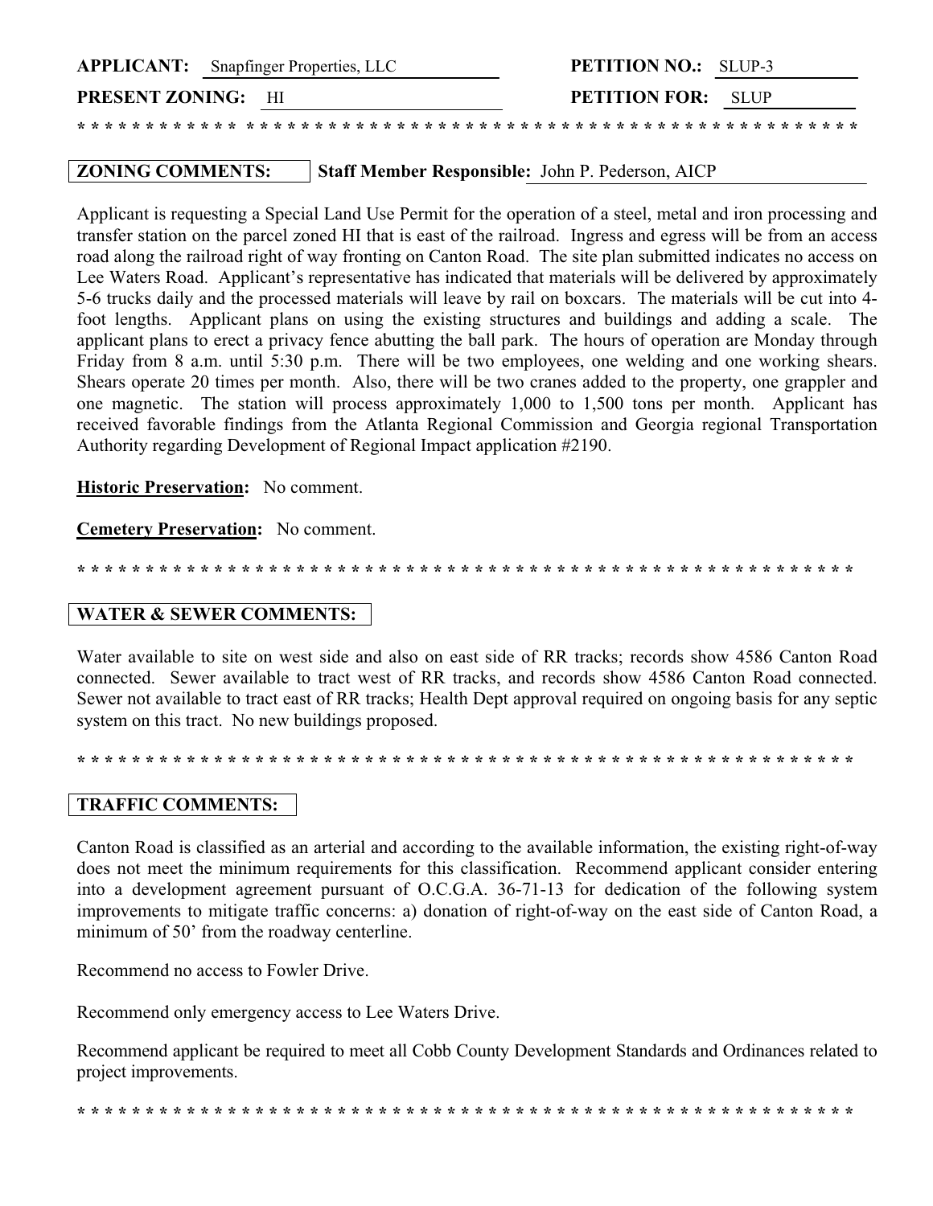**APPLICANT:** Snapfinger Properties, LLC **PETITION NO.:** SLUP-3

**PRESENT ZONING:** HI **PETITION FOR:** SLUP

* * * * * * * * * * * * * * * * * * * * * * * * * * * * * * * * * * * * * * * * * * * * * * * * * * * * * * * * * * * * *

**ZONING COMMENTS:** **Staff Member Responsible:** John P. Pederson, AICP

Applicant is requesting a Special Land Use Permit for the operation of a steel, metal and iron processing and transfer station on the parcel zoned HI that is east of the railroad. Ingress and egress will be from an access road along the railroad right of way fronting on Canton Road. The site plan submitted indicates no access on Lee Waters Road. Applicant's representative has indicated that materials will be delivered by approximately 5-6 trucks daily and the processed materials will leave by rail on boxcars. The materials will be cut into 4-foot lengths. Applicant plans on using the existing structures and buildings and adding a scale. The applicant plans to erect a privacy fence abutting the ball park. The hours of operation are Monday through Friday from 8 a.m. until 5:30 p.m. There will be two employees, one welding and one working shears. Shears operate 20 times per month. Also, there will be two cranes added to the property, one grappler and one magnetic. The station will process approximately 1,000 to 1,500 tons per month. Applicant has received favorable findings from the Atlanta Regional Commission and Georgia regional Transportation Authority regarding Development of Regional Impact application #2190.

**Historic Preservation:** No comment.

**Cemetery Preservation:** No comment.

* * * * * * * * * * * * * * * * * * * * * * * * * * * * * * * * * * * * * * * * * * * * * * * * * * * * * * * * * * * * *

**WATER & SEWER COMMENTS:**

Water available to site on west side and also on east side of RR tracks; records show 4586 Canton Road connected. Sewer available to tract west of RR tracks, and records show 4586 Canton Road connected. Sewer not available to tract east of RR tracks; Health Dept approval required on ongoing basis for any septic system on this tract. No new buildings proposed.

* * * * * * * * * * * * * * * * * * * * * * * * * * * * * * * * * * * * * * * * * * * * * * * * * * * * * * * * * * * * *

**TRAFFIC COMMENTS:**

Canton Road is classified as an arterial and according to the available information, the existing right-of-way does not meet the minimum requirements for this classification. Recommend applicant consider entering into a development agreement pursuant of O.C.G.A. 36-71-13 for dedication of the following system improvements to mitigate traffic concerns: a) donation of right-of-way on the east side of Canton Road, a minimum of 50' from the roadway centerline.

Recommend no access to Fowler Drive.

Recommend only emergency access to Lee Waters Drive.

Recommend applicant be required to meet all Cobb County Development Standards and Ordinances related to project improvements.

* * * * * * * * * * * * * * * * * * * * * * * * * * * * * * * * * * * * * * * * * * * * * * * * * * * * * * * * * * * * *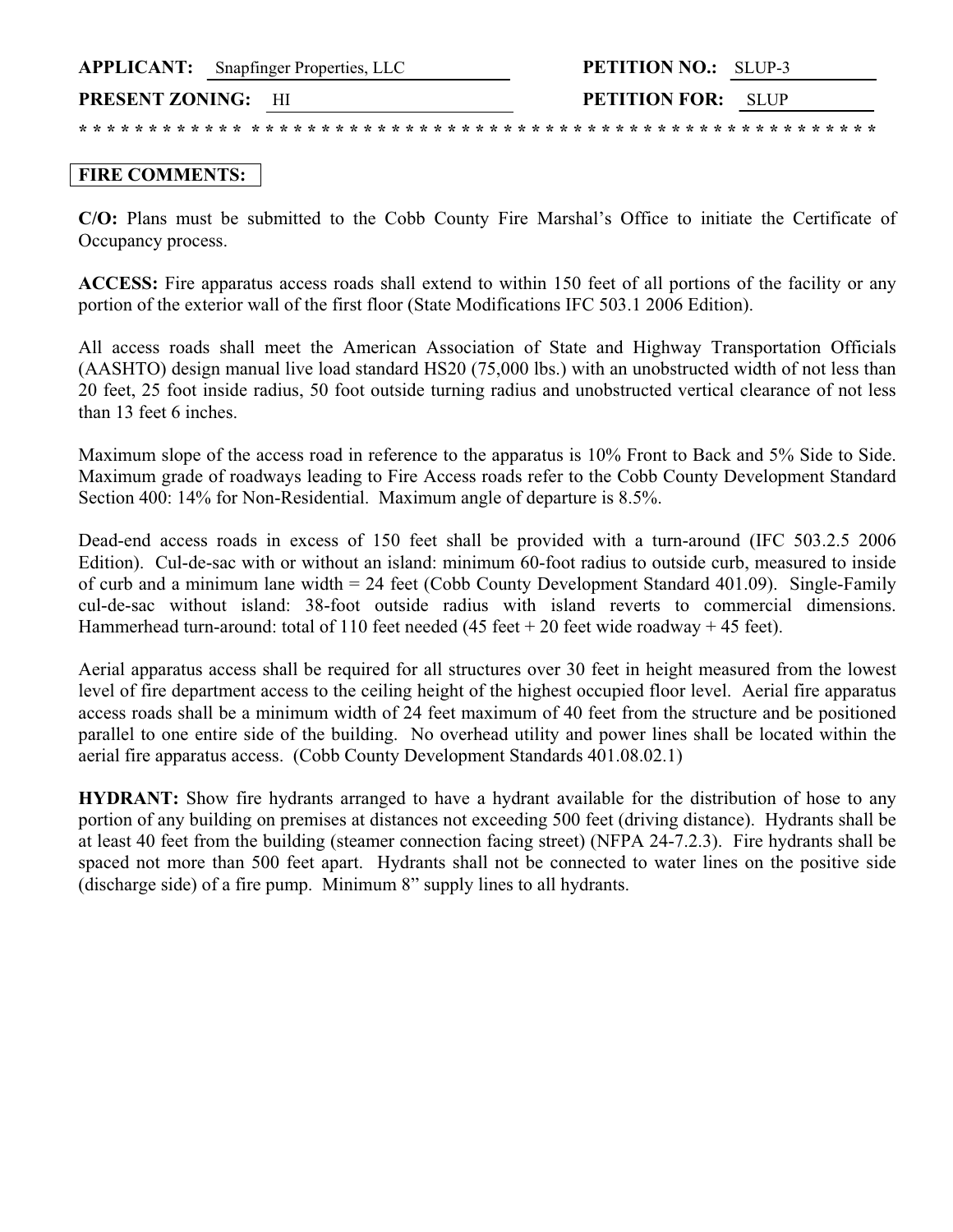**APPLICANT:** Snapfinger Properties, LLC **PETITION NO.:** SLUP-3

**PRESENT ZONING:** HI **PETITION FOR:** SLUP

* * * * * * * * * * * * * * * * * * * * * * * * * * * * * * * * * * * * * * * * * * * * * * * * * * * * * * * * * *

**FIRE COMMENTS:**

**C/O:** Plans must be submitted to the Cobb County Fire Marshal's Office to initiate the Certificate of Occupancy process.

**ACCESS:** Fire apparatus access roads shall extend to within 150 feet of all portions of the facility or any portion of the exterior wall of the first floor (State Modifications IFC 503.1 2006 Edition).

All access roads shall meet the American Association of State and Highway Transportation Officials (AASHTO) design manual live load standard HS20 (75,000 lbs.) with an unobstructed width of not less than 20 feet, 25 foot inside radius, 50 foot outside turning radius and unobstructed vertical clearance of not less than 13 feet 6 inches.

Maximum slope of the access road in reference to the apparatus is 10% Front to Back and 5% Side to Side. Maximum grade of roadways leading to Fire Access roads refer to the Cobb County Development Standard Section 400: 14% for Non-Residential. Maximum angle of departure is 8.5%.

Dead-end access roads in excess of 150 feet shall be provided with a turn-around (IFC 503.2.5 2006 Edition). Cul-de-sac with or without an island: minimum 60-foot radius to outside curb, measured to inside of curb and a minimum lane width = 24 feet (Cobb County Development Standard 401.09). Single-Family cul-de-sac without island: 38-foot outside radius with island reverts to commercial dimensions. Hammerhead turn-around: total of 110 feet needed (45 feet + 20 feet wide roadway + 45 feet).

Aerial apparatus access shall be required for all structures over 30 feet in height measured from the lowest level of fire department access to the ceiling height of the highest occupied floor level. Aerial fire apparatus access roads shall be a minimum width of 24 feet maximum of 40 feet from the structure and be positioned parallel to one entire side of the building. No overhead utility and power lines shall be located within the aerial fire apparatus access. (Cobb County Development Standards 401.08.02.1)

**HYDRANT:** Show fire hydrants arranged to have a hydrant available for the distribution of hose to any portion of any building on premises at distances not exceeding 500 feet (driving distance). Hydrants shall be at least 40 feet from the building (steamer connection facing street) (NFPA 24-7.2.3). Fire hydrants shall be spaced not more than 500 feet apart. Hydrants shall not be connected to water lines on the positive side (discharge side) of a fire pump. Minimum 8" supply lines to all hydrants.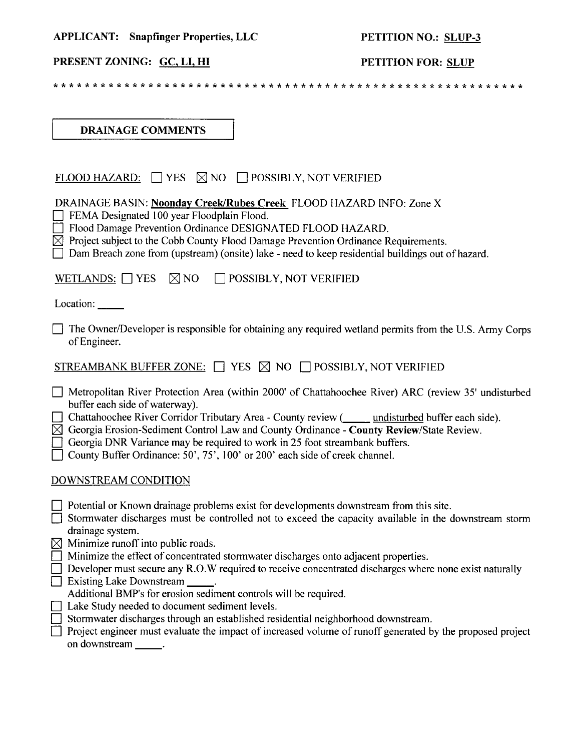**APPLICANT: Snapfinger Properties, LLC** **PETITION NO.: SLUP-3**

**PRESENT ZONING: GC, LI, HI** **PETITION FOR: SLUP**

* * * * * * * * * * * * * * * * * * * * * * * * * * * * * * * * * * * * * * * * * * * * * * * * * * * * * * * * * * * * * *

## DRAINAGE COMMENTS

FLOOD HAZARD: ☐ YES ☒ NO ☐ POSSIBLY, NOT VERIFIED

DRAINAGE BASIN: **Noonday Creek/Rubes Creek** FLOOD HAZARD INFO: Zone X

- ☐ FEMA Designated 100 year Floodplain Flood.
- ☐ Flood Damage Prevention Ordinance DESIGNATED FLOOD HAZARD.
- ☒ Project subject to the Cobb County Flood Damage Prevention Ordinance Requirements.
- ☐ Dam Breach zone from (upstream) (onsite) lake - need to keep residential buildings out of hazard.

WETLANDS: ☐ YES ☒ NO ☐ POSSIBLY, NOT VERIFIED

Location: _____

- ☐ The Owner/Developer is responsible for obtaining any required wetland permits from the U.S. Army Corps of Engineer.

STREAMBANK BUFFER ZONE: ☐ YES ☒ NO ☐ POSSIBLY, NOT VERIFIED

- ☐ Metropolitan River Protection Area (within 2000' of Chattahoochee River) ARC (review 35' undisturbed buffer each side of waterway).
- ☐ Chattahoochee River Corridor Tributary Area - County review (_____ undisturbed buffer each side).
- ☒ Georgia Erosion-Sediment Control Law and County Ordinance - **County Review**/State Review.
- ☐ Georgia DNR Variance may be required to work in 25 foot streambank buffers.
- ☐ County Buffer Ordinance: 50', 75', 100' or 200' each side of creek channel.

DOWNSTREAM CONDITION

- ☐ Potential or Known drainage problems exist for developments downstream from this site.
- ☐ Stormwater discharges must be controlled not to exceed the capacity available in the downstream storm drainage system.
- ☒ Minimize runoff into public roads.
- ☐ Minimize the effect of concentrated stormwater discharges onto adjacent properties.
- ☐ Developer must secure any R.O.W required to receive concentrated discharges where none exist naturally
- ☐ Existing Lake Downstream _____.
  Additional BMP's for erosion sediment controls will be required.
- ☐ Lake Study needed to document sediment levels.
- ☐ Stormwater discharges through an established residential neighborhood downstream.
- ☐ Project engineer must evaluate the impact of increased volume of runoff generated by the proposed project on downstream _____.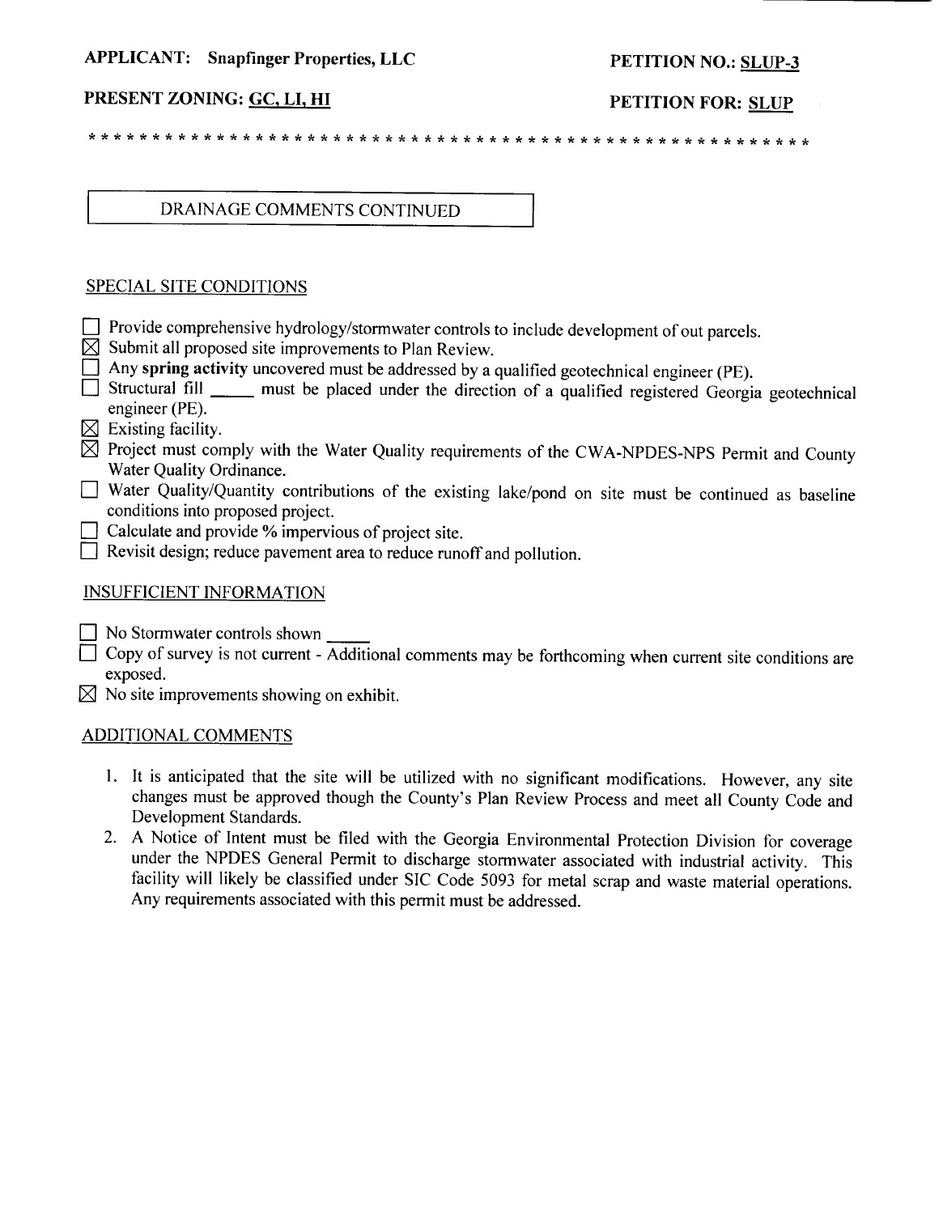**APPLICANT: Snapfinger Properties, LLC** **PETITION NO.: SLUP-3**

**PRESENT ZONING: GC, LI, HI** **PETITION FOR: SLUP**

* * * * * * * * * * * * * * * * * * * * * * * * * * * * * * * * * * * * * * * * * * * * * * * * * * * * * * *

DRAINAGE COMMENTS CONTINUED

SPECIAL SITE CONDITIONS

- ☐ Provide comprehensive hydrology/stormwater controls to include development of out parcels.
- ☒ Submit all proposed site improvements to Plan Review.
- ☐ Any **spring activity** uncovered must be addressed by a qualified geotechnical engineer (PE).
- ☐ Structural fill _____ must be placed under the direction of a qualified registered Georgia geotechnical engineer (PE).
- ☒ Existing facility.
- ☒ Project must comply with the Water Quality requirements of the CWA-NPDES-NPS Permit and County Water Quality Ordinance.
- ☐ Water Quality/Quantity contributions of the existing lake/pond on site must be continued as baseline conditions into proposed project.
- ☐ Calculate and provide % impervious of project site.
- ☐ Revisit design; reduce pavement area to reduce runoff and pollution.

INSUFFICIENT INFORMATION

- ☐ No Stormwater controls shown _____
- ☐ Copy of survey is not current - Additional comments may be forthcoming when current site conditions are exposed.
- ☒ No site improvements showing on exhibit.

ADDITIONAL COMMENTS

1. It is anticipated that the site will be utilized with no significant modifications. However, any site changes must be approved though the County's Plan Review Process and meet all County Code and Development Standards.
2. A Notice of Intent must be filed with the Georgia Environmental Protection Division for coverage under the NPDES General Permit to discharge stormwater associated with industrial activity. This facility will likely be classified under SIC Code 5093 for metal scrap and waste material operations. Any requirements associated with this permit must be addressed.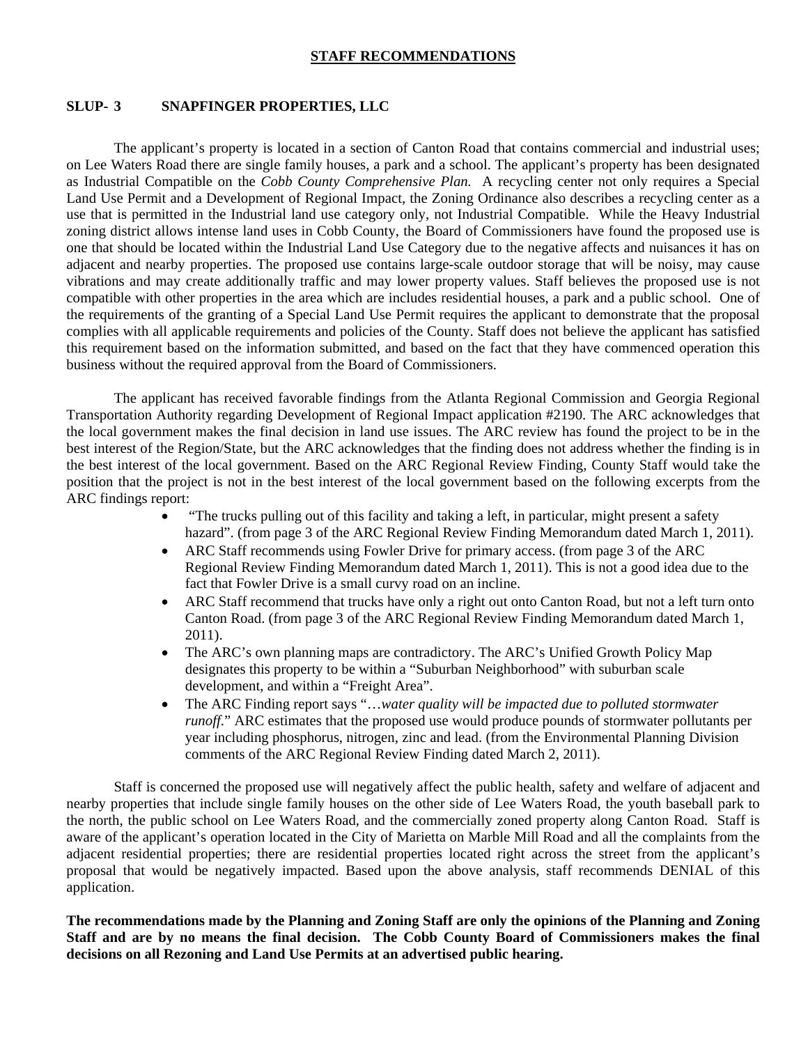## STAFF RECOMMENDATIONS

**SLUP- 3 SNAPFINGER PROPERTIES, LLC**

The applicant's property is located in a section of Canton Road that contains commercial and industrial uses; on Lee Waters Road there are single family houses, a park and a school. The applicant's property has been designated as Industrial Compatible on the *Cobb County Comprehensive Plan.* A recycling center not only requires a Special Land Use Permit and a Development of Regional Impact, the Zoning Ordinance also describes a recycling center as a use that is permitted in the Industrial land use category only, not Industrial Compatible. While the Heavy Industrial zoning district allows intense land uses in Cobb County, the Board of Commissioners have found the proposed use is one that should be located within the Industrial Land Use Category due to the negative affects and nuisances it has on adjacent and nearby properties. The proposed use contains large-scale outdoor storage that will be noisy, may cause vibrations and may create additionally traffic and may lower property values. Staff believes the proposed use is not compatible with other properties in the area which are includes residential houses, a park and a public school. One of the requirements of the granting of a Special Land Use Permit requires the applicant to demonstrate that the proposal complies with all applicable requirements and policies of the County. Staff does not believe the applicant has satisfied this requirement based on the information submitted, and based on the fact that they have commenced operation this business without the required approval from the Board of Commissioners.

The applicant has received favorable findings from the Atlanta Regional Commission and Georgia Regional Transportation Authority regarding Development of Regional Impact application #2190. The ARC acknowledges that the local government makes the final decision in land use issues. The ARC review has found the project to be in the best interest of the Region/State, but the ARC acknowledges that the finding does not address whether the finding is in the best interest of the local government. Based on the ARC Regional Review Finding, County Staff would take the position that the project is not in the best interest of the local government based on the following excerpts from the ARC findings report:

- "The trucks pulling out of this facility and taking a left, in particular, might present a safety hazard". (from page 3 of the ARC Regional Review Finding Memorandum dated March 1, 2011).
- ARC Staff recommends using Fowler Drive for primary access. (from page 3 of the ARC Regional Review Finding Memorandum dated March 1, 2011). This is not a good idea due to the fact that Fowler Drive is a small curvy road on an incline.
- ARC Staff recommend that trucks have only a right out onto Canton Road, but not a left turn onto Canton Road. (from page 3 of the ARC Regional Review Finding Memorandum dated March 1, 2011).
- The ARC's own planning maps are contradictory. The ARC's Unified Growth Policy Map designates this property to be within a "Suburban Neighborhood" with suburban scale development, and within a "Freight Area".
- The ARC Finding report says "…*water quality will be impacted due to polluted stormwater runoff*." ARC estimates that the proposed use would produce pounds of stormwater pollutants per year including phosphorus, nitrogen, zinc and lead. (from the Environmental Planning Division comments of the ARC Regional Review Finding dated March 2, 2011).

Staff is concerned the proposed use will negatively affect the public health, safety and welfare of adjacent and nearby properties that include single family houses on the other side of Lee Waters Road, the youth baseball park to the north, the public school on Lee Waters Road, and the commercially zoned property along Canton Road. Staff is aware of the applicant's operation located in the City of Marietta on Marble Mill Road and all the complaints from the adjacent residential properties; there are residential properties located right across the street from the applicant's proposal that would be negatively impacted. Based upon the above analysis, staff recommends DENIAL of this application.

**The recommendations made by the Planning and Zoning Staff are only the opinions of the Planning and Zoning Staff and are by no means the final decision. The Cobb County Board of Commissioners makes the final decisions on all Rezoning and Land Use Permits at an advertised public hearing.**